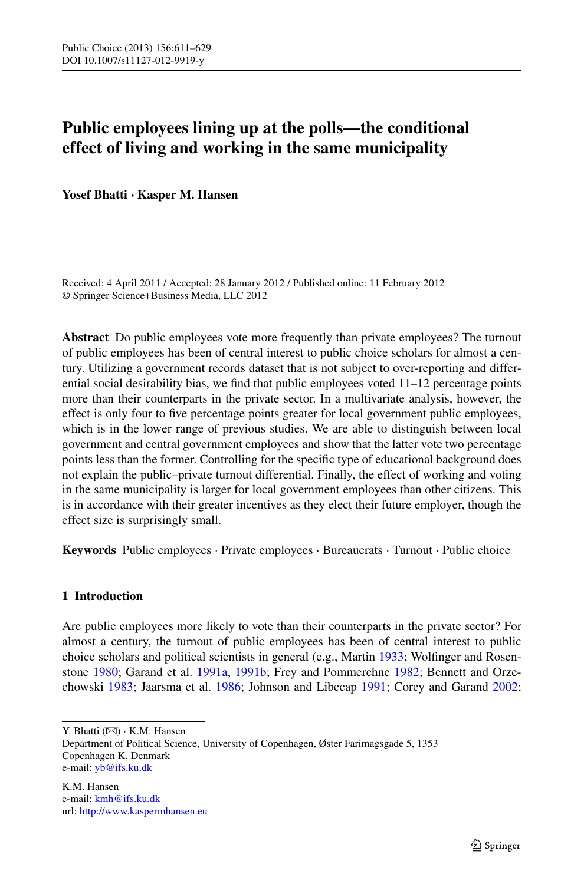# Public employees lining up at the polls—the conditional effect of living and working in the same municipality

**Yosef Bhatti · Kasper M. Hansen**

Received: 4 April 2011 / Accepted: 28 January 2012 / Published online: 11 February 2012
© Springer Science+Business Media, LLC 2012

**Abstract** Do public employees vote more frequently than private employees? The turnout of public employees has been of central interest to public choice scholars for almost a century. Utilizing a government records dataset that is not subject to over-reporting and differential social desirability bias, we find that public employees voted 11–12 percentage points more than their counterparts in the private sector. In a multivariate analysis, however, the effect is only four to five percentage points greater for local government public employees, which is in the lower range of previous studies. We are able to distinguish between local government and central government employees and show that the latter vote two percentage points less than the former. Controlling for the specific type of educational background does not explain the public–private turnout differential. Finally, the effect of working and voting in the same municipality is larger for local government employees than other citizens. This is in accordance with their greater incentives as they elect their future employer, though the effect size is surprisingly small.

**Keywords** Public employees · Private employees · Bureaucrats · Turnout · Public choice

## 1 Introduction

Are public employees more likely to vote than their counterparts in the private sector? For almost a century, the turnout of public employees has been of central interest to public choice scholars and political scientists in general (e.g., Martin 1933; Wolfinger and Rosenstone 1980; Garand et al. 1991a, 1991b; Frey and Pommerehne 1982; Bennett and Orzechowski 1983; Jaarsma et al. 1986; Johnson and Libecap 1991; Corey and Garand 2002;

---

Y. Bhatti (✉) · K.M. Hansen
Department of Political Science, University of Copenhagen, Øster Farimagsgade 5, 1353 Copenhagen K, Denmark
e-mail: yb@ifs.ku.dk

K.M. Hansen
e-mail: kmh@ifs.ku.dk
url: http://www.kaspermhansen.eu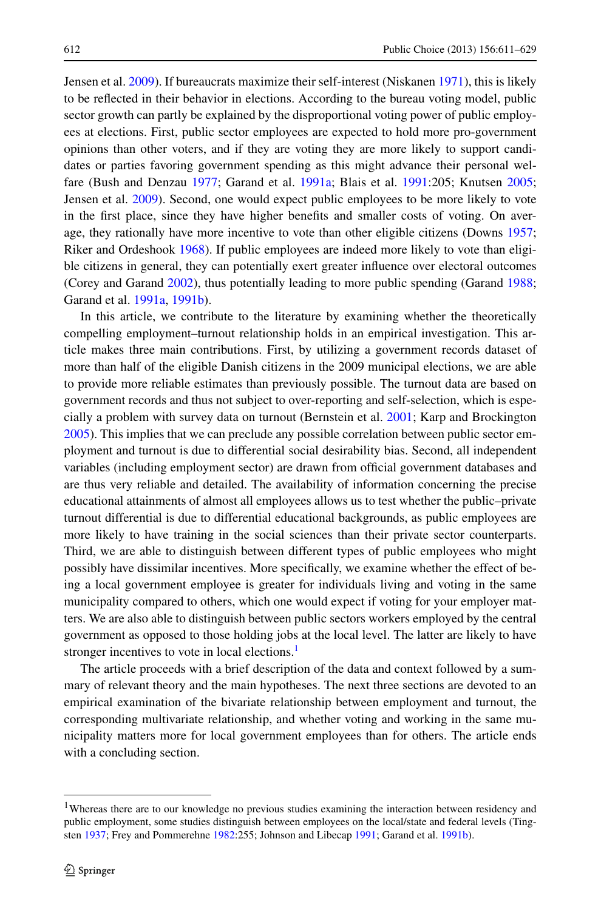Jensen et al. 2009). If bureaucrats maximize their self-interest (Niskanen 1971), this is likely to be reflected in their behavior in elections. According to the bureau voting model, public sector growth can partly be explained by the disproportional voting power of public employees at elections. First, public sector employees are expected to hold more pro-government opinions than other voters, and if they are voting they are more likely to support candidates or parties favoring government spending as this might advance their personal welfare (Bush and Denzau 1977; Garand et al. 1991a; Blais et al. 1991:205; Knutsen 2005; Jensen et al. 2009). Second, one would expect public employees to be more likely to vote in the first place, since they have higher benefits and smaller costs of voting. On average, they rationally have more incentive to vote than other eligible citizens (Downs 1957; Riker and Ordeshook 1968). If public employees are indeed more likely to vote than eligible citizens in general, they can potentially exert greater influence over electoral outcomes (Corey and Garand 2002), thus potentially leading to more public spending (Garand 1988; Garand et al. 1991a, 1991b).

In this article, we contribute to the literature by examining whether the theoretically compelling employment–turnout relationship holds in an empirical investigation. This article makes three main contributions. First, by utilizing a government records dataset of more than half of the eligible Danish citizens in the 2009 municipal elections, we are able to provide more reliable estimates than previously possible. The turnout data are based on government records and thus not subject to over-reporting and self-selection, which is especially a problem with survey data on turnout (Bernstein et al. 2001; Karp and Brockington 2005). This implies that we can preclude any possible correlation between public sector employment and turnout is due to differential social desirability bias. Second, all independent variables (including employment sector) are drawn from official government databases and are thus very reliable and detailed. The availability of information concerning the precise educational attainments of almost all employees allows us to test whether the public–private turnout differential is due to differential educational backgrounds, as public employees are more likely to have training in the social sciences than their private sector counterparts. Third, we are able to distinguish between different types of public employees who might possibly have dissimilar incentives. More specifically, we examine whether the effect of being a local government employee is greater for individuals living and voting in the same municipality compared to others, which one would expect if voting for your employer matters. We are also able to distinguish between public sectors workers employed by the central government as opposed to those holding jobs at the local level. The latter are likely to have stronger incentives to vote in local elections.[1]

The article proceeds with a brief description of the data and context followed by a summary of relevant theory and the main hypotheses. The next three sections are devoted to an empirical examination of the bivariate relationship between employment and turnout, the corresponding multivariate relationship, and whether voting and working in the same municipality matters more for local government employees than for others. The article ends with a concluding section.

[1]Whereas there are to our knowledge no previous studies examining the interaction between residency and public employment, some studies distinguish between employees on the local/state and federal levels (Tingsten 1937; Frey and Pommerehne 1982:255; Johnson and Libecap 1991; Garand et al. 1991b).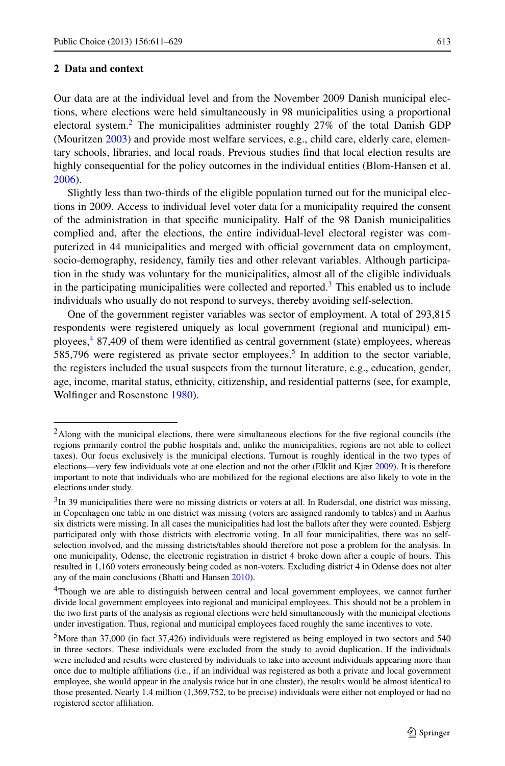## 2 Data and context

Our data are at the individual level and from the November 2009 Danish municipal elections, where elections were held simultaneously in 98 municipalities using a proportional electoral system.[2] The municipalities administer roughly 27% of the total Danish GDP (Mouritzen 2003) and provide most welfare services, e.g., child care, elderly care, elementary schools, libraries, and local roads. Previous studies find that local election results are highly consequential for the policy outcomes in the individual entities (Blom-Hansen et al. 2006).

Slightly less than two-thirds of the eligible population turned out for the municipal elections in 2009. Access to individual level voter data for a municipality required the consent of the administration in that specific municipality. Half of the 98 Danish municipalities complied and, after the elections, the entire individual-level electoral register was computerized in 44 municipalities and merged with official government data on employment, socio-demography, residency, family ties and other relevant variables. Although participation in the study was voluntary for the municipalities, almost all of the eligible individuals in the participating municipalities were collected and reported.[3] This enabled us to include individuals who usually do not respond to surveys, thereby avoiding self-selection.

One of the government register variables was sector of employment. A total of 293,815 respondents were registered uniquely as local government (regional and municipal) employees,[4] 87,409 of them were identified as central government (state) employees, whereas 585,796 were registered as private sector employees.[5] In addition to the sector variable, the registers included the usual suspects from the turnout literature, e.g., education, gender, age, income, marital status, ethnicity, citizenship, and residential patterns (see, for example, Wolfinger and Rosenstone 1980).

---

[2] Along with the municipal elections, there were simultaneous elections for the five regional councils (the regions primarily control the public hospitals and, unlike the municipalities, regions are not able to collect taxes). Our focus exclusively is the municipal elections. Turnout is roughly identical in the two types of elections—very few individuals vote at one election and not the other (Elklit and Kjær 2009). It is therefore important to note that individuals who are mobilized for the regional elections are also likely to vote in the elections under study.

[3] In 39 municipalities there were no missing districts or voters at all. In Rudersdal, one district was missing, in Copenhagen one table in one district was missing (voters are assigned randomly to tables) and in Aarhus six districts were missing. In all cases the municipalities had lost the ballots after they were counted. Esbjerg participated only with those districts with electronic voting. In all four municipalities, there was no self-selection involved, and the missing districts/tables should therefore not pose a problem for the analysis. In one municipality, Odense, the electronic registration in district 4 broke down after a couple of hours. This resulted in 1,160 voters erroneously being coded as non-voters. Excluding district 4 in Odense does not alter any of the main conclusions (Bhatti and Hansen 2010).

[4] Though we are able to distinguish between central and local government employees, we cannot further divide local government employees into regional and municipal employees. This should not be a problem in the two first parts of the analysis as regional elections were held simultaneously with the municipal elections under investigation. Thus, regional and municipal employees faced roughly the same incentives to vote.

[5] More than 37,000 (in fact 37,426) individuals were registered as being employed in two sectors and 540 in three sectors. These individuals were excluded from the study to avoid duplication. If the individuals were included and results were clustered by individuals to take into account individuals appearing more than once due to multiple affiliations (i.e., if an individual was registered as both a private and local government employee, she would appear in the analysis twice but in one cluster), the results would be almost identical to those presented. Nearly 1.4 million (1,369,752, to be precise) individuals were either not employed or had no registered sector affiliation.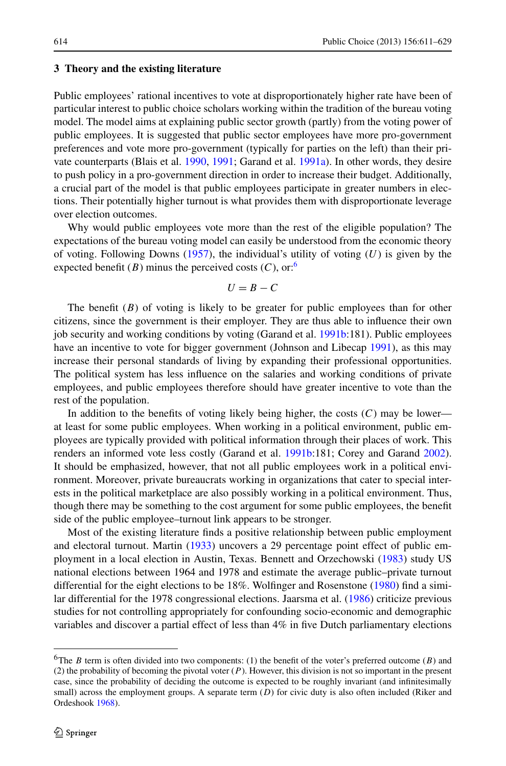## 3 Theory and the existing literature

Public employees' rational incentives to vote at disproportionately higher rate have been of particular interest to public choice scholars working within the tradition of the bureau voting model. The model aims at explaining public sector growth (partly) from the voting power of public employees. It is suggested that public sector employees have more pro-government preferences and vote more pro-government (typically for parties on the left) than their private counterparts (Blais et al. 1990, 1991; Garand et al. 1991a). In other words, they desire to push policy in a pro-government direction in order to increase their budget. Additionally, a crucial part of the model is that public employees participate in greater numbers in elections. Their potentially higher turnout is what provides them with disproportionate leverage over election outcomes.

Why would public employees vote more than the rest of the eligible population? The expectations of the bureau voting model can easily be understood from the economic theory of voting. Following Downs (1957), the individual's utility of voting ($U$) is given by the expected benefit ($B$) minus the perceived costs ($C$), or:[6]

$$U = B - C$$

The benefit ($B$) of voting is likely to be greater for public employees than for other citizens, since the government is their employer. They are thus able to influence their own job security and working conditions by voting (Garand et al. 1991b:181). Public employees have an incentive to vote for bigger government (Johnson and Libecap 1991), as this may increase their personal standards of living by expanding their professional opportunities. The political system has less influence on the salaries and working conditions of private employees, and public employees therefore should have greater incentive to vote than the rest of the population.

In addition to the benefits of voting likely being higher, the costs ($C$) may be lower—at least for some public employees. When working in a political environment, public employees are typically provided with political information through their places of work. This renders an informed vote less costly (Garand et al. 1991b:181; Corey and Garand 2002). It should be emphasized, however, that not all public employees work in a political environment. Moreover, private bureaucrats working in organizations that cater to special interests in the political marketplace are also possibly working in a political environment. Thus, though there may be something to the cost argument for some public employees, the benefit side of the public employee–turnout link appears to be stronger.

Most of the existing literature finds a positive relationship between public employment and electoral turnout. Martin (1933) uncovers a 29 percentage point effect of public employment in a local election in Austin, Texas. Bennett and Orzechowski (1983) study US national elections between 1964 and 1978 and estimate the average public–private turnout differential for the eight elections to be 18%. Wolfinger and Rosenstone (1980) find a similar differential for the 1978 congressional elections. Jaarsma et al. (1986) criticize previous studies for not controlling appropriately for confounding socio-economic and demographic variables and discover a partial effect of less than 4% in five Dutch parliamentary elections

[6] The $B$ term is often divided into two components: (1) the benefit of the voter's preferred outcome ($B$) and (2) the probability of becoming the pivotal voter ($P$). However, this division is not so important in the present case, since the probability of deciding the outcome is expected to be roughly invariant (and infinitesimally small) across the employment groups. A separate term ($D$) for civic duty is also often included (Riker and Ordeshook 1968).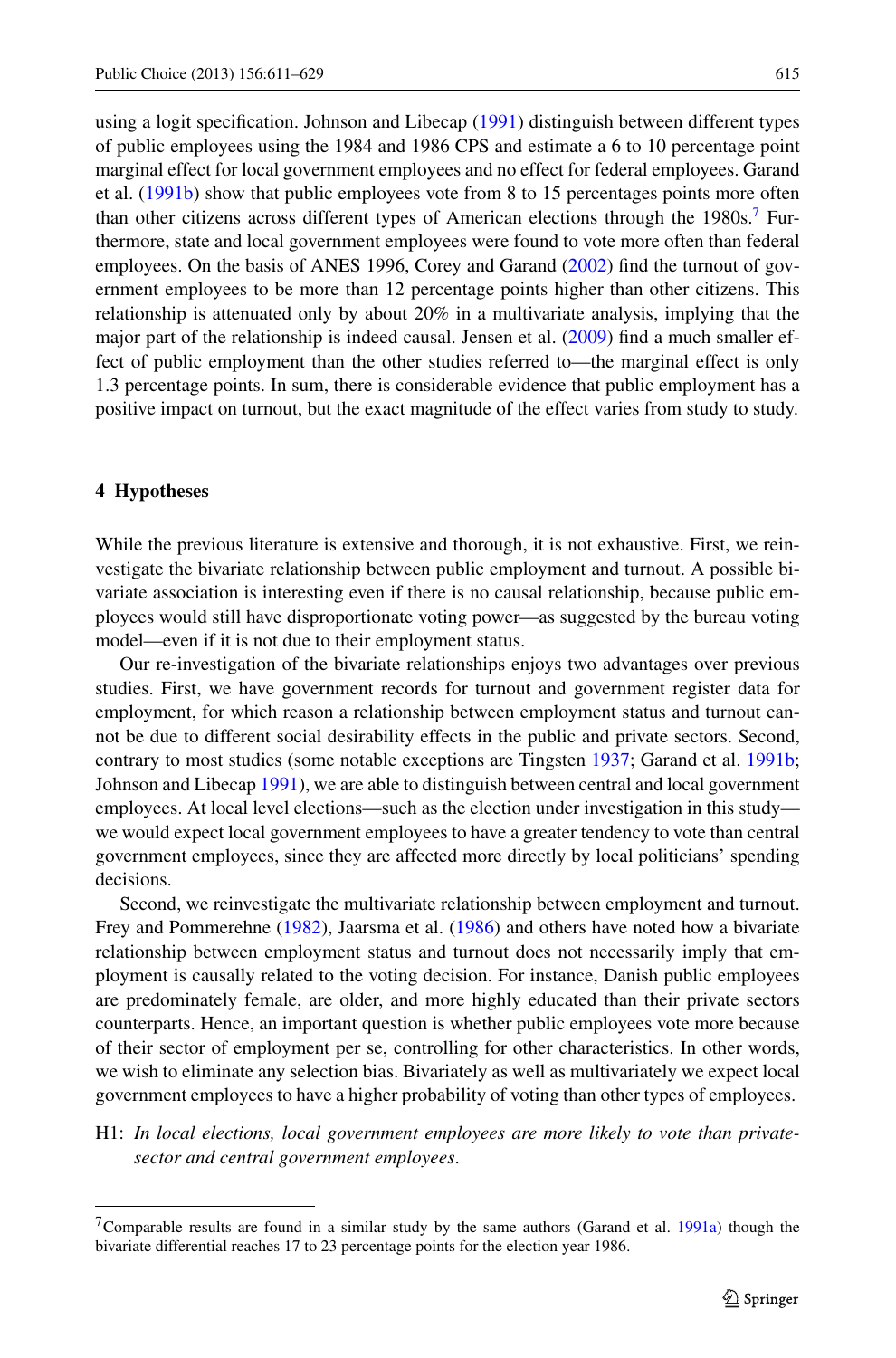using a logit specification. Johnson and Libecap (1991) distinguish between different types of public employees using the 1984 and 1986 CPS and estimate a 6 to 10 percentage point marginal effect for local government employees and no effect for federal employees. Garand et al. (1991b) show that public employees vote from 8 to 15 percentages points more often than other citizens across different types of American elections through the 1980s.[7] Furthermore, state and local government employees were found to vote more often than federal employees. On the basis of ANES 1996, Corey and Garand (2002) find the turnout of government employees to be more than 12 percentage points higher than other citizens. This relationship is attenuated only by about 20% in a multivariate analysis, implying that the major part of the relationship is indeed causal. Jensen et al. (2009) find a much smaller effect of public employment than the other studies referred to—the marginal effect is only 1.3 percentage points. In sum, there is considerable evidence that public employment has a positive impact on turnout, but the exact magnitude of the effect varies from study to study.

## 4 Hypotheses

While the previous literature is extensive and thorough, it is not exhaustive. First, we reinvestigate the bivariate relationship between public employment and turnout. A possible bivariate association is interesting even if there is no causal relationship, because public employees would still have disproportionate voting power—as suggested by the bureau voting model—even if it is not due to their employment status.

Our re-investigation of the bivariate relationships enjoys two advantages over previous studies. First, we have government records for turnout and government register data for employment, for which reason a relationship between employment status and turnout cannot be due to different social desirability effects in the public and private sectors. Second, contrary to most studies (some notable exceptions are Tingsten 1937; Garand et al. 1991b; Johnson and Libecap 1991), we are able to distinguish between central and local government employees. At local level elections—such as the election under investigation in this study—we would expect local government employees to have a greater tendency to vote than central government employees, since they are affected more directly by local politicians' spending decisions.

Second, we reinvestigate the multivariate relationship between employment and turnout. Frey and Pommerehne (1982), Jaarsma et al. (1986) and others have noted how a bivariate relationship between employment status and turnout does not necessarily imply that employment is causally related to the voting decision. For instance, Danish public employees are predominately female, are older, and more highly educated than their private sectors counterparts. Hence, an important question is whether public employees vote more because of their sector of employment per se, controlling for other characteristics. In other words, we wish to eliminate any selection bias. Bivariately as well as multivariately we expect local government employees to have a higher probability of voting than other types of employees.

H1: *In local elections, local government employees are more likely to vote than private-sector and central government employees.*

[7] Comparable results are found in a similar study by the same authors (Garand et al. 1991a) though the bivariate differential reaches 17 to 23 percentage points for the election year 1986.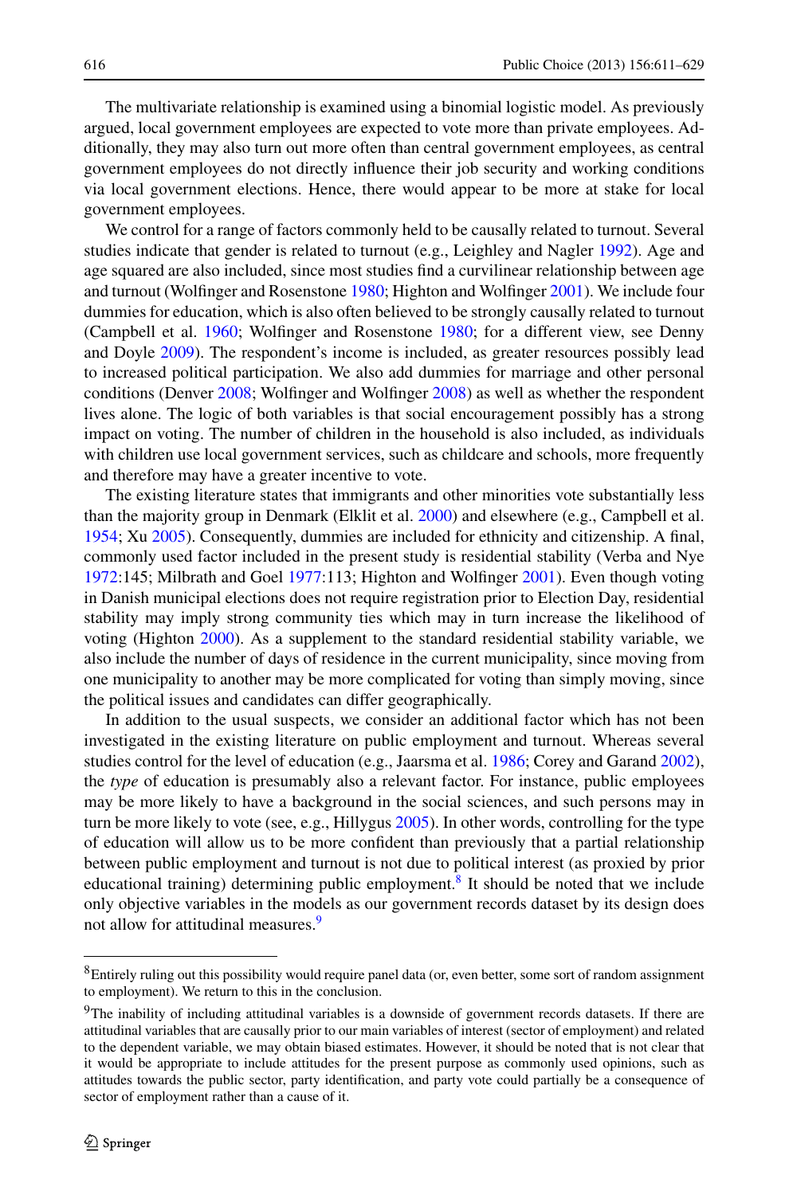The multivariate relationship is examined using a binomial logistic model. As previously argued, local government employees are expected to vote more than private employees. Additionally, they may also turn out more often than central government employees, as central government employees do not directly influence their job security and working conditions via local government elections. Hence, there would appear to be more at stake for local government employees.

We control for a range of factors commonly held to be causally related to turnout. Several studies indicate that gender is related to turnout (e.g., Leighley and Nagler 1992). Age and age squared are also included, since most studies find a curvilinear relationship between age and turnout (Wolfinger and Rosenstone 1980; Highton and Wolfinger 2001). We include four dummies for education, which is also often believed to be strongly causally related to turnout (Campbell et al. 1960; Wolfinger and Rosenstone 1980; for a different view, see Denny and Doyle 2009). The respondent's income is included, as greater resources possibly lead to increased political participation. We also add dummies for marriage and other personal conditions (Denver 2008; Wolfinger and Wolfinger 2008) as well as whether the respondent lives alone. The logic of both variables is that social encouragement possibly has a strong impact on voting. The number of children in the household is also included, as individuals with children use local government services, such as childcare and schools, more frequently and therefore may have a greater incentive to vote.

The existing literature states that immigrants and other minorities vote substantially less than the majority group in Denmark (Elklit et al. 2000) and elsewhere (e.g., Campbell et al. 1954; Xu 2005). Consequently, dummies are included for ethnicity and citizenship. A final, commonly used factor included in the present study is residential stability (Verba and Nye 1972:145; Milbrath and Goel 1977:113; Highton and Wolfinger 2001). Even though voting in Danish municipal elections does not require registration prior to Election Day, residential stability may imply strong community ties which may in turn increase the likelihood of voting (Highton 2000). As a supplement to the standard residential stability variable, we also include the number of days of residence in the current municipality, since moving from one municipality to another may be more complicated for voting than simply moving, since the political issues and candidates can differ geographically.

In addition to the usual suspects, we consider an additional factor which has not been investigated in the existing literature on public employment and turnout. Whereas several studies control for the level of education (e.g., Jaarsma et al. 1986; Corey and Garand 2002), the *type* of education is presumably also a relevant factor. For instance, public employees may be more likely to have a background in the social sciences, and such persons may in turn be more likely to vote (see, e.g., Hillygus 2005). In other words, controlling for the type of education will allow us to be more confident than previously that a partial relationship between public employment and turnout is not due to political interest (as proxied by prior educational training) determining public employment.[8] It should be noted that we include only objective variables in the models as our government records dataset by its design does not allow for attitudinal measures.[9]

---

[8]Entirely ruling out this possibility would require panel data (or, even better, some sort of random assignment to employment). We return to this in the conclusion.

[9]The inability of including attitudinal variables is a downside of government records datasets. If there are attitudinal variables that are causally prior to our main variables of interest (sector of employment) and related to the dependent variable, we may obtain biased estimates. However, it should be noted that is not clear that it would be appropriate to include attitudes for the present purpose as commonly used opinions, such as attitudes towards the public sector, party identification, and party vote could partially be a consequence of sector of employment rather than a cause of it.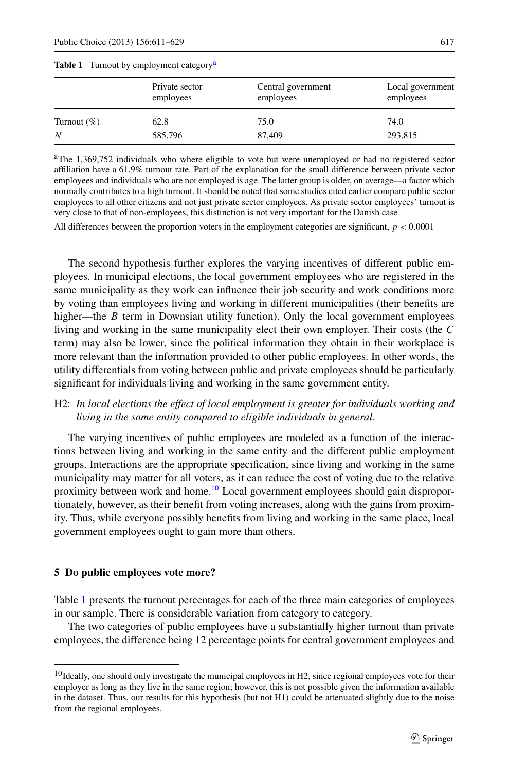**Table 1** Turnout by employment category[a]

| | Private sector employees | Central government employees | Local government employees |
|---|---|---|---|
| Turnout (%) | 62.8 | 75.0 | 74.0 |
| *N* | 585,796 | 87,409 | 293,815 |

[a]The 1,369,752 individuals who where eligible to vote but were unemployed or had no registered sector affiliation have a 61.9% turnout rate. Part of the explanation for the small difference between private sector employees and individuals who are not employed is age. The latter group is older, on average—a factor which normally contributes to a high turnout. It should be noted that some studies cited earlier compare public sector employees to all other citizens and not just private sector employees. As private sector employees' turnout is very close to that of non-employees, this distinction is not very important for the Danish case

All differences between the proportion voters in the employment categories are significant, $p < 0.0001$

The second hypothesis further explores the varying incentives of different public employees. In municipal elections, the local government employees who are registered in the same municipality as they work can influence their job security and work conditions more by voting than employees living and working in different municipalities (their benefits are higher—the *B* term in Downsian utility function). Only the local government employees living and working in the same municipality elect their own employer. Their costs (the *C* term) may also be lower, since the political information they obtain in their workplace is more relevant than the information provided to other public employees. In other words, the utility differentials from voting between public and private employees should be particularly significant for individuals living and working in the same government entity.

H2: *In local elections the effect of local employment is greater for individuals working and living in the same entity compared to eligible individuals in general.*

The varying incentives of public employees are modeled as a function of the interactions between living and working in the same entity and the different public employment groups. Interactions are the appropriate specification, since living and working in the same municipality may matter for all voters, as it can reduce the cost of voting due to the relative proximity between work and home.[10] Local government employees should gain disproportionately, however, as their benefit from voting increases, along with the gains from proximity. Thus, while everyone possibly benefits from living and working in the same place, local government employees ought to gain more than others.

## 5 Do public employees vote more?

Table 1 presents the turnout percentages for each of the three main categories of employees in our sample. There is considerable variation from category to category.

The two categories of public employees have a substantially higher turnout than private employees, the difference being 12 percentage points for central government employees and

[10]Ideally, one should only investigate the municipal employees in H2, since regional employees vote for their employer as long as they live in the same region; however, this is not possible given the information available in the dataset. Thus, our results for this hypothesis (but not H1) could be attenuated slightly due to the noise from the regional employees.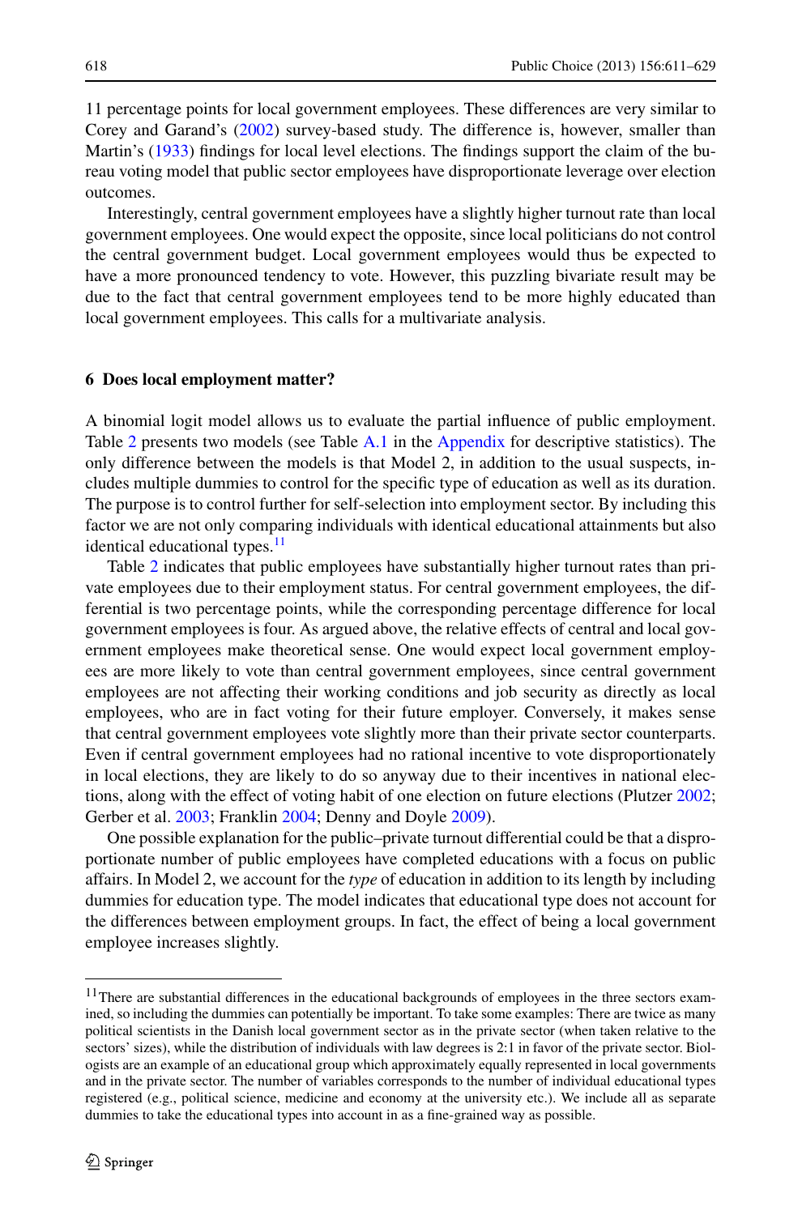11 percentage points for local government employees. These differences are very similar to Corey and Garand's (2002) survey-based study. The difference is, however, smaller than Martin's (1933) findings for local level elections. The findings support the claim of the bureau voting model that public sector employees have disproportionate leverage over election outcomes.

Interestingly, central government employees have a slightly higher turnout rate than local government employees. One would expect the opposite, since local politicians do not control the central government budget. Local government employees would thus be expected to have a more pronounced tendency to vote. However, this puzzling bivariate result may be due to the fact that central government employees tend to be more highly educated than local government employees. This calls for a multivariate analysis.

## 6 Does local employment matter?

A binomial logit model allows us to evaluate the partial influence of public employment. Table 2 presents two models (see Table A.1 in the Appendix for descriptive statistics). The only difference between the models is that Model 2, in addition to the usual suspects, includes multiple dummies to control for the specific type of education as well as its duration. The purpose is to control further for self-selection into employment sector. By including this factor we are not only comparing individuals with identical educational attainments but also identical educational types.[11]

Table 2 indicates that public employees have substantially higher turnout rates than private employees due to their employment status. For central government employees, the differential is two percentage points, while the corresponding percentage difference for local government employees is four. As argued above, the relative effects of central and local government employees make theoretical sense. One would expect local government employees are more likely to vote than central government employees, since central government employees are not affecting their working conditions and job security as directly as local employees, who are in fact voting for their future employer. Conversely, it makes sense that central government employees vote slightly more than their private sector counterparts. Even if central government employees had no rational incentive to vote disproportionately in local elections, they are likely to do so anyway due to their incentives in national elections, along with the effect of voting habit of one election on future elections (Plutzer 2002; Gerber et al. 2003; Franklin 2004; Denny and Doyle 2009).

One possible explanation for the public–private turnout differential could be that a disproportionate number of public employees have completed educations with a focus on public affairs. In Model 2, we account for the *type* of education in addition to its length by including dummies for education type. The model indicates that educational type does not account for the differences between employment groups. In fact, the effect of being a local government employee increases slightly.

[11] There are substantial differences in the educational backgrounds of employees in the three sectors examined, so including the dummies can potentially be important. To take some examples: There are twice as many political scientists in the Danish local government sector as in the private sector (when taken relative to the sectors' sizes), while the distribution of individuals with law degrees is 2:1 in favor of the private sector. Biologists are an example of an educational group which approximately equally represented in local governments and in the private sector. The number of variables corresponds to the number of individual educational types registered (e.g., political science, medicine and economy at the university etc.). We include all as separate dummies to take the educational types into account in as a fine-grained way as possible.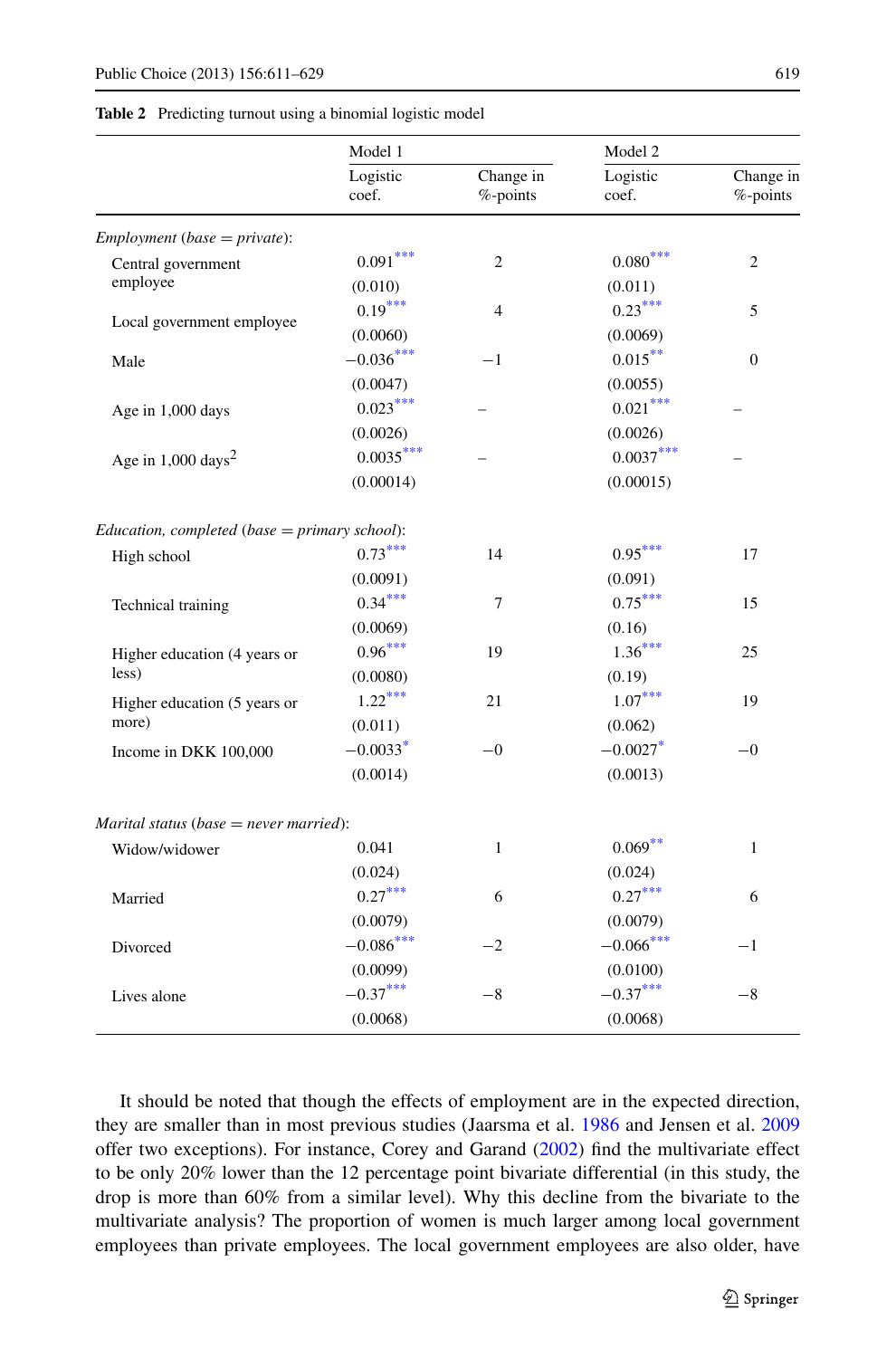**Table 2** Predicting turnout using a binomial logistic model

| | Model 1 | | Model 2 | |
|---|---|---|---|---|
| | Logistic coef. | Change in %-points | Logistic coef. | Change in %-points |
| *Employment (base = private)*: | | | | |
| Central government employee | 0.091*** | 2 | 0.080*** | 2 |
| | (0.010) | | (0.011) | |
| Local government employee | 0.19*** | 4 | 0.23*** | 5 |
| | (0.0060) | | (0.0069) | |
| Male | −0.036*** | −1 | 0.015** | 0 |
| | (0.0047) | | (0.0055) | |
| Age in 1,000 days | 0.023*** | – | 0.021*** | – |
| | (0.0026) | | (0.0026) | |
| Age in 1,000 days$^2$ | 0.0035*** | – | 0.0037*** | – |
| | (0.00014) | | (0.00015) | |
| *Education, completed (base = primary school)*: | | | | |
| High school | 0.73*** | 14 | 0.95*** | 17 |
| | (0.0091) | | (0.091) | |
| Technical training | 0.34*** | 7 | 0.75*** | 15 |
| | (0.0069) | | (0.16) | |
| Higher education (4 years or less) | 0.96*** | 19 | 1.36*** | 25 |
| | (0.0080) | | (0.19) | |
| Higher education (5 years or more) | 1.22*** | 21 | 1.07*** | 19 |
| | (0.011) | | (0.062) | |
| Income in DKK 100,000 | −0.0033* | −0 | −0.0027* | −0 |
| | (0.0014) | | (0.0013) | |
| *Marital status (base = never married)*: | | | | |
| Widow/widower | 0.041 | 1 | 0.069** | 1 |
| | (0.024) | | (0.024) | |
| Married | 0.27*** | 6 | 0.27*** | 6 |
| | (0.0079) | | (0.0079) | |
| Divorced | −0.086*** | −2 | −0.066*** | −1 |
| | (0.0099) | | (0.0100) | |
| Lives alone | −0.37*** | −8 | −0.37*** | −8 |
| | (0.0068) | | (0.0068) | |

It should be noted that though the effects of employment are in the expected direction, they are smaller than in most previous studies (Jaarsma et al. 1986 and Jensen et al. 2009 offer two exceptions). For instance, Corey and Garand (2002) find the multivariate effect to be only 20% lower than the 12 percentage point bivariate differential (in this study, the drop is more than 60% from a similar level). Why this decline from the bivariate to the multivariate analysis? The proportion of women is much larger among local government employees than private employees. The local government employees are also older, have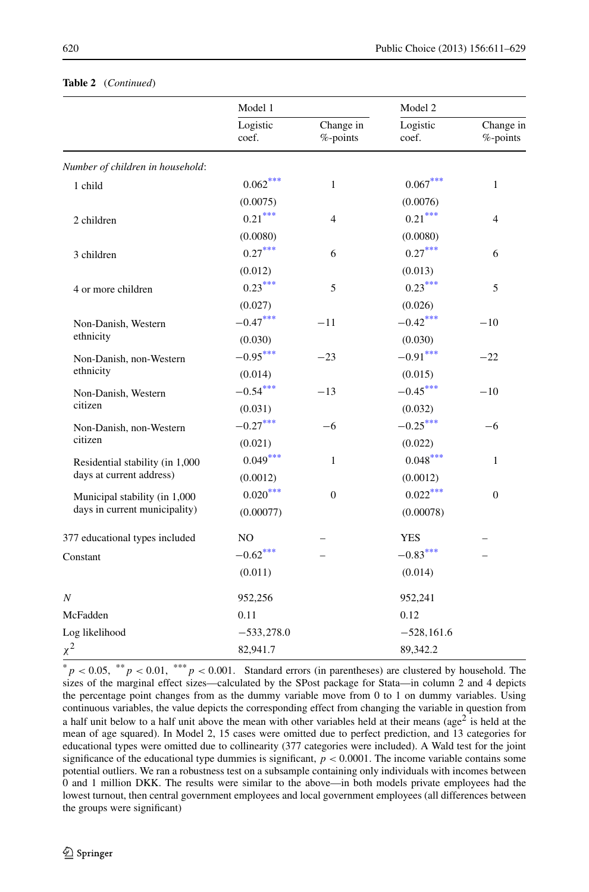**Table 2** (*Continued*)

| | Model 1 | | Model 2 | |
|---|---|---|---|---|
| | Logistic coef. | Change in %-points | Logistic coef. | Change in %-points |
| *Number of children in household*: | | | | |
| 1 child | $0.062^{***}$ | 1 | $0.067^{***}$ | 1 |
| | (0.0075) | | (0.0076) | |
| 2 children | $0.21^{***}$ | 4 | $0.21^{***}$ | 4 |
| | (0.0080) | | (0.0080) | |
| 3 children | $0.27^{***}$ | 6 | $0.27^{***}$ | 6 |
| | (0.012) | | (0.013) | |
| 4 or more children | $0.23^{***}$ | 5 | $0.23^{***}$ | 5 |
| | (0.027) | | (0.026) | |
| Non-Danish, Western ethnicity | $-0.47^{***}$ | −11 | $-0.42^{***}$ | −10 |
| | (0.030) | | (0.030) | |
| Non-Danish, non-Western ethnicity | $-0.95^{***}$ | −23 | $-0.91^{***}$ | −22 |
| | (0.014) | | (0.015) | |
| Non-Danish, Western citizen | $-0.54^{***}$ | −13 | $-0.45^{***}$ | −10 |
| | (0.031) | | (0.032) | |
| Non-Danish, non-Western citizen | $-0.27^{***}$ | −6 | $-0.25^{***}$ | −6 |
| | (0.021) | | (0.022) | |
| Residential stability (in 1,000 days at current address) | $0.049^{***}$ | 1 | $0.048^{***}$ | 1 |
| | (0.0012) | | (0.0012) | |
| Municipal stability (in 1,000 days in current municipality) | $0.020^{***}$ | 0 | $0.022^{***}$ | 0 |
| | (0.00077) | | (0.00078) | |
| 377 educational types included | NO | – | YES | – |
| Constant | $-0.62^{***}$ | – | $-0.83^{***}$ | – |
| | (0.011) | | (0.014) | |
| *N* | 952,256 | | 952,241 | |
| McFadden | 0.11 | | 0.12 | |
| Log likelihood | −533,278.0 | | −528,161.6 | |
| $\chi^2$ | 82,941.7 | | 89,342.2 | |

$^{*}p < 0.05$, $^{**}p < 0.01$, $^{***}p < 0.001$. Standard errors (in parentheses) are clustered by household. The sizes of the marginal effect sizes—calculated by the SPost package for Stata—in column 2 and 4 depicts the percentage point changes from as the dummy variable move from 0 to 1 on dummy variables. Using continuous variables, the value depicts the corresponding effect from changing the variable in question from a half unit below to a half unit above the mean with other variables held at their means (age$^2$ is held at the mean of age squared). In Model 2, 15 cases were omitted due to perfect prediction, and 13 categories for educational types were omitted due to collinearity (377 categories were included). A Wald test for the joint significance of the educational type dummies is significant, $p < 0.0001$. The income variable contains some potential outliers. We ran a robustness test on a subsample containing only individuals with incomes between 0 and 1 million DKK. The results were similar to the above—in both models private employees had the lowest turnout, then central government employees and local government employees (all differences between the groups were significant)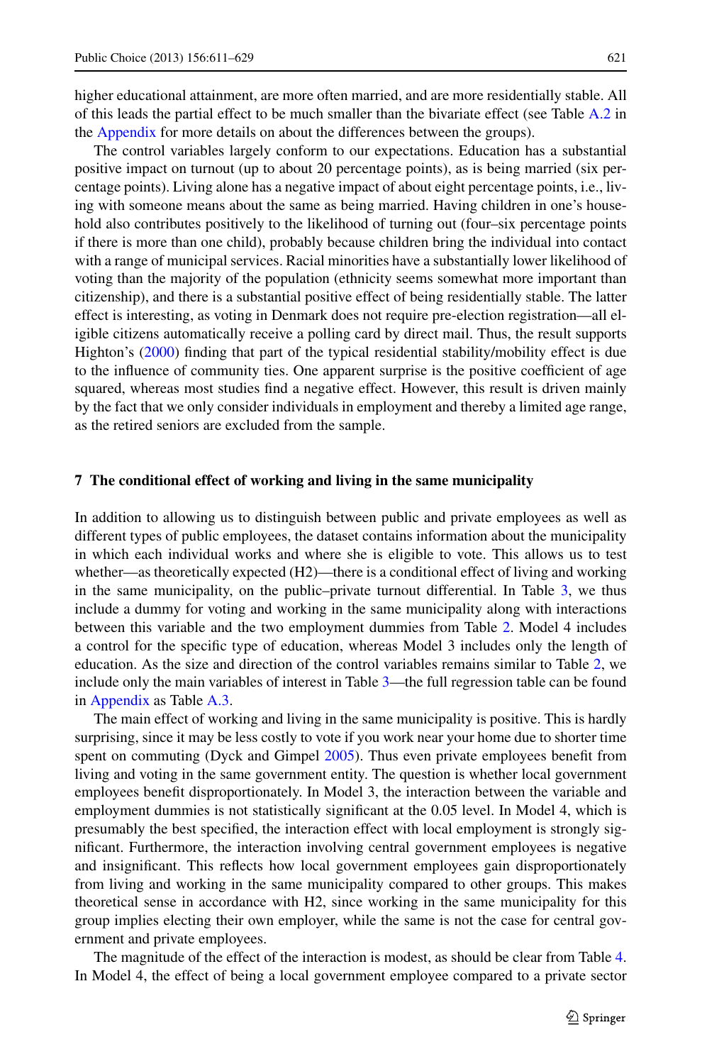higher educational attainment, are more often married, and are more residentially stable. All of this leads the partial effect to be much smaller than the bivariate effect (see Table A.2 in the Appendix for more details on about the differences between the groups).

The control variables largely conform to our expectations. Education has a substantial positive impact on turnout (up to about 20 percentage points), as is being married (six percentage points). Living alone has a negative impact of about eight percentage points, i.e., living with someone means about the same as being married. Having children in one's household also contributes positively to the likelihood of turning out (four–six percentage points if there is more than one child), probably because children bring the individual into contact with a range of municipal services. Racial minorities have a substantially lower likelihood of voting than the majority of the population (ethnicity seems somewhat more important than citizenship), and there is a substantial positive effect of being residentially stable. The latter effect is interesting, as voting in Denmark does not require pre-election registration—all eligible citizens automatically receive a polling card by direct mail. Thus, the result supports Highton's (2000) finding that part of the typical residential stability/mobility effect is due to the influence of community ties. One apparent surprise is the positive coefficient of age squared, whereas most studies find a negative effect. However, this result is driven mainly by the fact that we only consider individuals in employment and thereby a limited age range, as the retired seniors are excluded from the sample.

## 7 The conditional effect of working and living in the same municipality

In addition to allowing us to distinguish between public and private employees as well as different types of public employees, the dataset contains information about the municipality in which each individual works and where she is eligible to vote. This allows us to test whether—as theoretically expected (H2)—there is a conditional effect of living and working in the same municipality, on the public–private turnout differential. In Table 3, we thus include a dummy for voting and working in the same municipality along with interactions between this variable and the two employment dummies from Table 2. Model 4 includes a control for the specific type of education, whereas Model 3 includes only the length of education. As the size and direction of the control variables remains similar to Table 2, we include only the main variables of interest in Table 3—the full regression table can be found in Appendix as Table A.3.

The main effect of working and living in the same municipality is positive. This is hardly surprising, since it may be less costly to vote if you work near your home due to shorter time spent on commuting (Dyck and Gimpel 2005). Thus even private employees benefit from living and voting in the same government entity. The question is whether local government employees benefit disproportionately. In Model 3, the interaction between the variable and employment dummies is not statistically significant at the 0.05 level. In Model 4, which is presumably the best specified, the interaction effect with local employment is strongly significant. Furthermore, the interaction involving central government employees is negative and insignificant. This reflects how local government employees gain disproportionately from living and working in the same municipality compared to other groups. This makes theoretical sense in accordance with H2, since working in the same municipality for this group implies electing their own employer, while the same is not the case for central government and private employees.

The magnitude of the effect of the interaction is modest, as should be clear from Table 4. In Model 4, the effect of being a local government employee compared to a private sector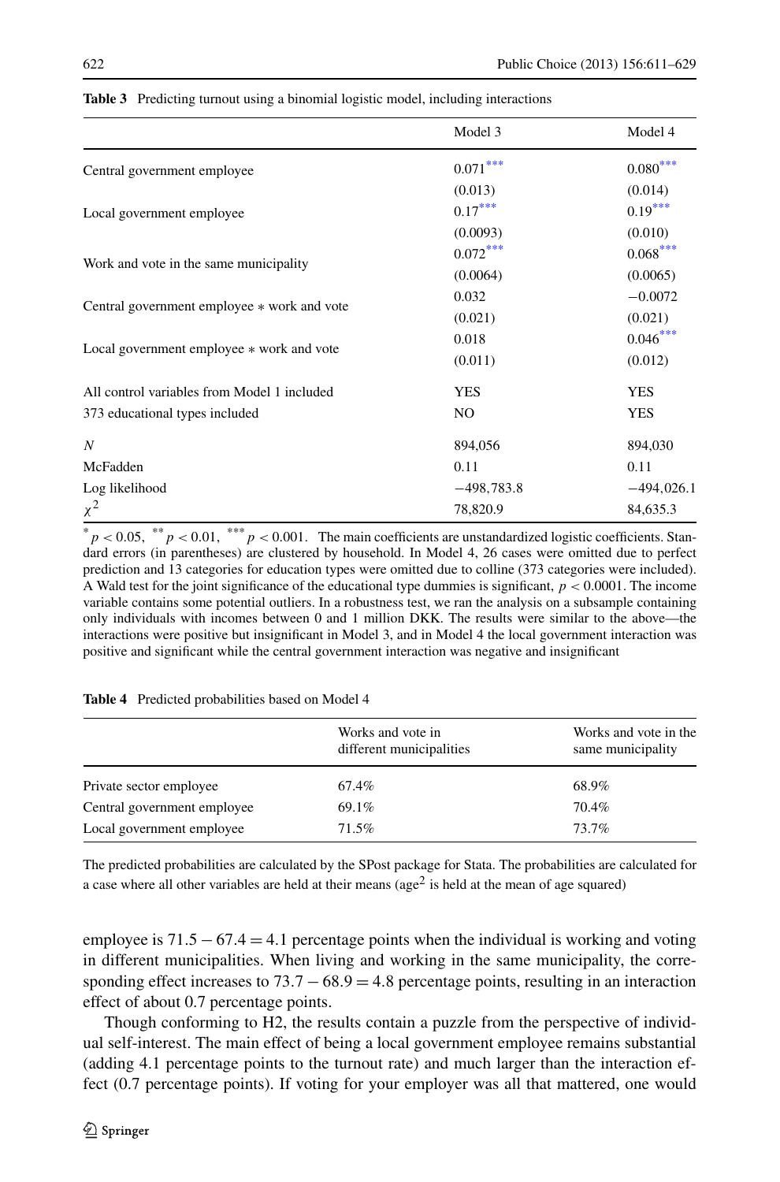**Table 3** Predicting turnout using a binomial logistic model, including interactions

| | Model 3 | Model 4 |
|---|---|---|
| Central government employee | 0.071*** | 0.080*** |
| | (0.013) | (0.014) |
| Local government employee | 0.17*** | 0.19*** |
| | (0.0093) | (0.010) |
| Work and vote in the same municipality | 0.072*** | 0.068*** |
| | (0.0064) | (0.0065) |
| Central government employee * work and vote | 0.032 | −0.0072 |
| | (0.021) | (0.021) |
| Local government employee * work and vote | 0.018 | 0.046*** |
| | (0.011) | (0.012) |
| All control variables from Model 1 included | YES | YES |
| 373 educational types included | NO | YES |
| $N$ | 894,056 | 894,030 |
| McFadden | 0.11 | 0.11 |
| Log likelihood | −498,783.8 | −494,026.1 |
| $\chi^2$ | 78,820.9 | 84,635.3 |

* $p < 0.05$, ** $p < 0.01$, *** $p < 0.001$. The main coefficients are unstandardized logistic coefficients. Standard errors (in parentheses) are clustered by household. In Model 4, 26 cases were omitted due to perfect prediction and 13 categories for education types were omitted due to colline (373 categories were included). A Wald test for the joint significance of the educational type dummies is significant, $p < 0.0001$. The income variable contains some potential outliers. In a robustness test, we ran the analysis on a subsample containing only individuals with incomes between 0 and 1 million DKK. The results were similar to the above—the interactions were positive but insignificant in Model 3, and in Model 4 the local government interaction was positive and significant while the central government interaction was negative and insignificant

**Table 4** Predicted probabilities based on Model 4

| | Works and vote in different municipalities | Works and vote in the same municipality |
|---|---|---|
| Private sector employee | 67.4% | 68.9% |
| Central government employee | 69.1% | 70.4% |
| Local government employee | 71.5% | 73.7% |

The predicted probabilities are calculated by the SPost package for Stata. The probabilities are calculated for a case where all other variables are held at their means (age$^2$ is held at the mean of age squared)

employee is $71.5 - 67.4 = 4.1$ percentage points when the individual is working and voting in different municipalities. When living and working in the same municipality, the corresponding effect increases to $73.7 - 68.9 = 4.8$ percentage points, resulting in an interaction effect of about 0.7 percentage points.

Though conforming to H2, the results contain a puzzle from the perspective of individual self-interest. The main effect of being a local government employee remains substantial (adding 4.1 percentage points to the turnout rate) and much larger than the interaction effect (0.7 percentage points). If voting for your employer was all that mattered, one would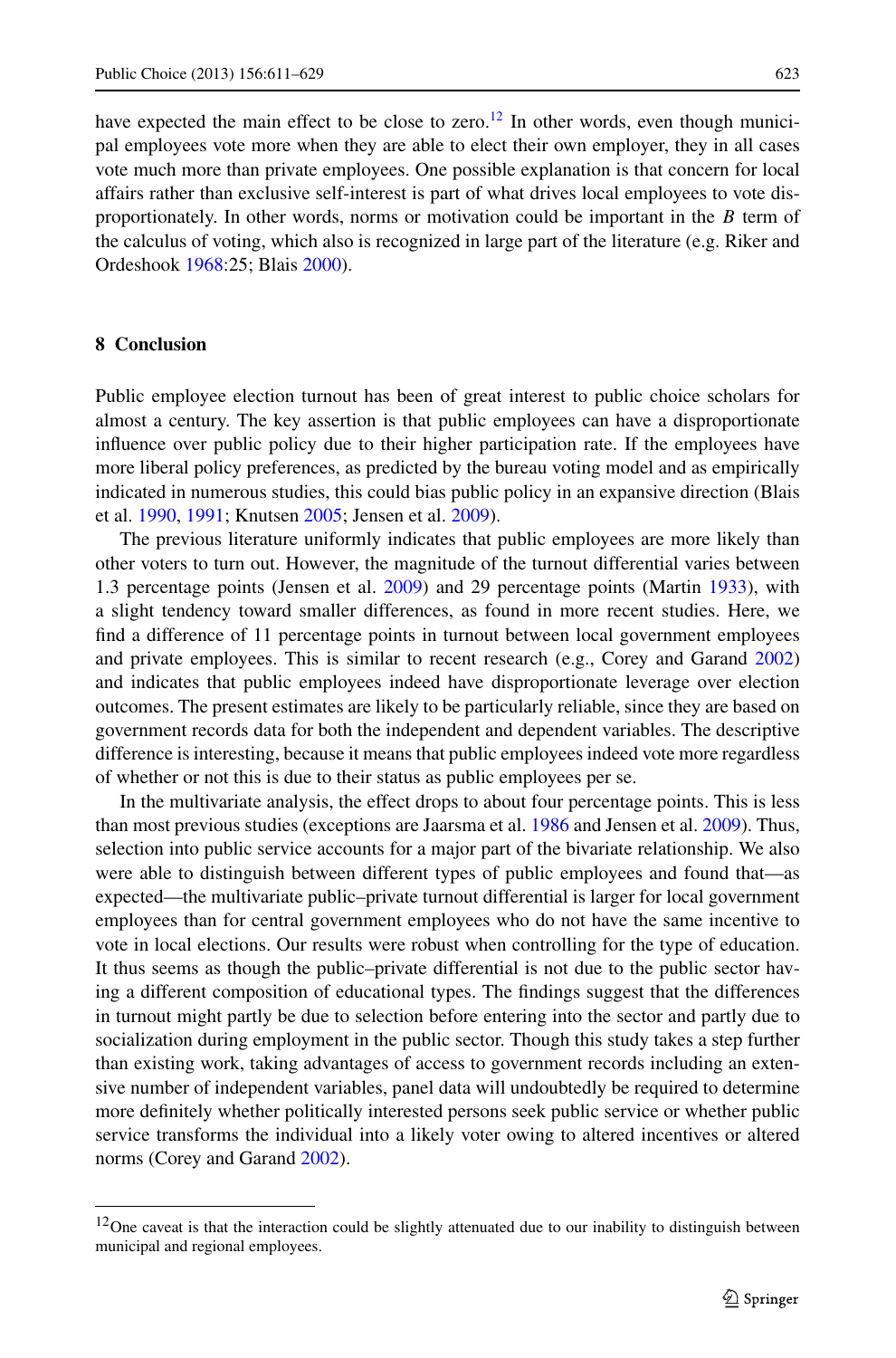have expected the main effect to be close to zero.[12] In other words, even though municipal employees vote more when they are able to elect their own employer, they in all cases vote much more than private employees. One possible explanation is that concern for local affairs rather than exclusive self-interest is part of what drives local employees to vote disproportionately. In other words, norms or motivation could be important in the $B$ term of the calculus of voting, which also is recognized in large part of the literature (e.g. Riker and Ordeshook 1968:25; Blais 2000).

## 8 Conclusion

Public employee election turnout has been of great interest to public choice scholars for almost a century. The key assertion is that public employees can have a disproportionate influence over public policy due to their higher participation rate. If the employees have more liberal policy preferences, as predicted by the bureau voting model and as empirically indicated in numerous studies, this could bias public policy in an expansive direction (Blais et al. 1990, 1991; Knutsen 2005; Jensen et al. 2009).

The previous literature uniformly indicates that public employees are more likely than other voters to turn out. However, the magnitude of the turnout differential varies between 1.3 percentage points (Jensen et al. 2009) and 29 percentage points (Martin 1933), with a slight tendency toward smaller differences, as found in more recent studies. Here, we find a difference of 11 percentage points in turnout between local government employees and private employees. This is similar to recent research (e.g., Corey and Garand 2002) and indicates that public employees indeed have disproportionate leverage over election outcomes. The present estimates are likely to be particularly reliable, since they are based on government records data for both the independent and dependent variables. The descriptive difference is interesting, because it means that public employees indeed vote more regardless of whether or not this is due to their status as public employees per se.

In the multivariate analysis, the effect drops to about four percentage points. This is less than most previous studies (exceptions are Jaarsma et al. 1986 and Jensen et al. 2009). Thus, selection into public service accounts for a major part of the bivariate relationship. We also were able to distinguish between different types of public employees and found that—as expected—the multivariate public–private turnout differential is larger for local government employees than for central government employees who do not have the same incentive to vote in local elections. Our results were robust when controlling for the type of education. It thus seems as though the public–private differential is not due to the public sector having a different composition of educational types. The findings suggest that the differences in turnout might partly be due to selection before entering into the sector and partly due to socialization during employment in the public sector. Though this study takes a step further than existing work, taking advantages of access to government records including an extensive number of independent variables, panel data will undoubtedly be required to determine more definitely whether politically interested persons seek public service or whether public service transforms the individual into a likely voter owing to altered incentives or altered norms (Corey and Garand 2002).

[12] One caveat is that the interaction could be slightly attenuated due to our inability to distinguish between municipal and regional employees.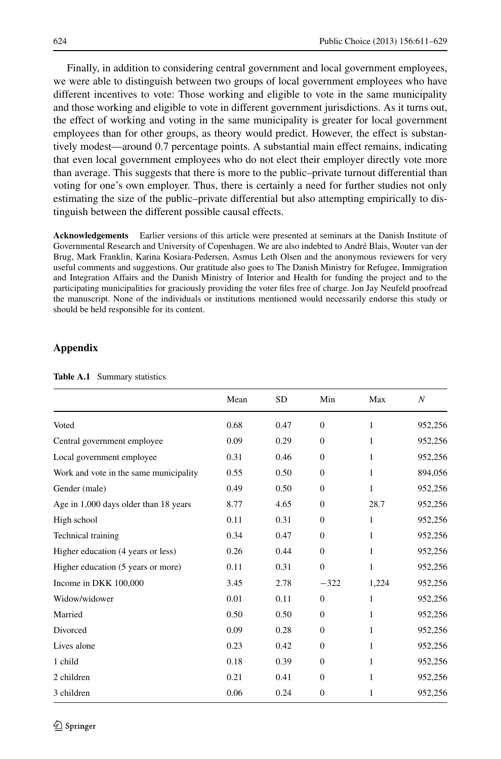Finally, in addition to considering central government and local government employees, we were able to distinguish between two groups of local government employees who have different incentives to vote: Those working and eligible to vote in the same municipality and those working and eligible to vote in different government jurisdictions. As it turns out, the effect of working and voting in the same municipality is greater for local government employees than for other groups, as theory would predict. However, the effect is substantively modest—around 0.7 percentage points. A substantial main effect remains, indicating that even local government employees who do not elect their employer directly vote more than average. This suggests that there is more to the public–private turnout differential than voting for one's own employer. Thus, there is certainly a need for further studies not only estimating the size of the public–private differential but also attempting empirically to distinguish between the different possible causal effects.

**Acknowledgements** Earlier versions of this article were presented at seminars at the Danish Institute of Governmental Research and University of Copenhagen. We are also indebted to André Blais, Wouter van der Brug, Mark Franklin, Karina Kosiara-Pedersen, Asmus Leth Olsen and the anonymous reviewers for very useful comments and suggestions. Our gratitude also goes to The Danish Ministry for Refugee, Immigration and Integration Affairs and the Danish Ministry of Interior and Health for funding the project and to the participating municipalities for graciously providing the voter files free of charge. Jon Jay Neufeld proofread the manuscript. None of the individuals or institutions mentioned would necessarily endorse this study or should be held responsible for its content.

## Appendix

**Table A.1** Summary statistics

| | Mean | SD | Min | Max | *N* |
|---|---|---|---|---|---|
| Voted | 0.68 | 0.47 | 0 | 1 | 952,256 |
| Central government employee | 0.09 | 0.29 | 0 | 1 | 952,256 |
| Local government employee | 0.31 | 0.46 | 0 | 1 | 952,256 |
| Work and vote in the same municipality | 0.55 | 0.50 | 0 | 1 | 894,056 |
| Gender (male) | 0.49 | 0.50 | 0 | 1 | 952,256 |
| Age in 1,000 days older than 18 years | 8.77 | 4.65 | 0 | 28.7 | 952,256 |
| High school | 0.11 | 0.31 | 0 | 1 | 952,256 |
| Technical training | 0.34 | 0.47 | 0 | 1 | 952,256 |
| Higher education (4 years or less) | 0.26 | 0.44 | 0 | 1 | 952,256 |
| Higher education (5 years or more) | 0.11 | 0.31 | 0 | 1 | 952,256 |
| Income in DKK 100,000 | 3.45 | 2.78 | −322 | 1,224 | 952,256 |
| Widow/widower | 0.01 | 0.11 | 0 | 1 | 952,256 |
| Married | 0.50 | 0.50 | 0 | 1 | 952,256 |
| Divorced | 0.09 | 0.28 | 0 | 1 | 952,256 |
| Lives alone | 0.23 | 0.42 | 0 | 1 | 952,256 |
| 1 child | 0.18 | 0.39 | 0 | 1 | 952,256 |
| 2 children | 0.21 | 0.41 | 0 | 1 | 952,256 |
| 3 children | 0.06 | 0.24 | 0 | 1 | 952,256 |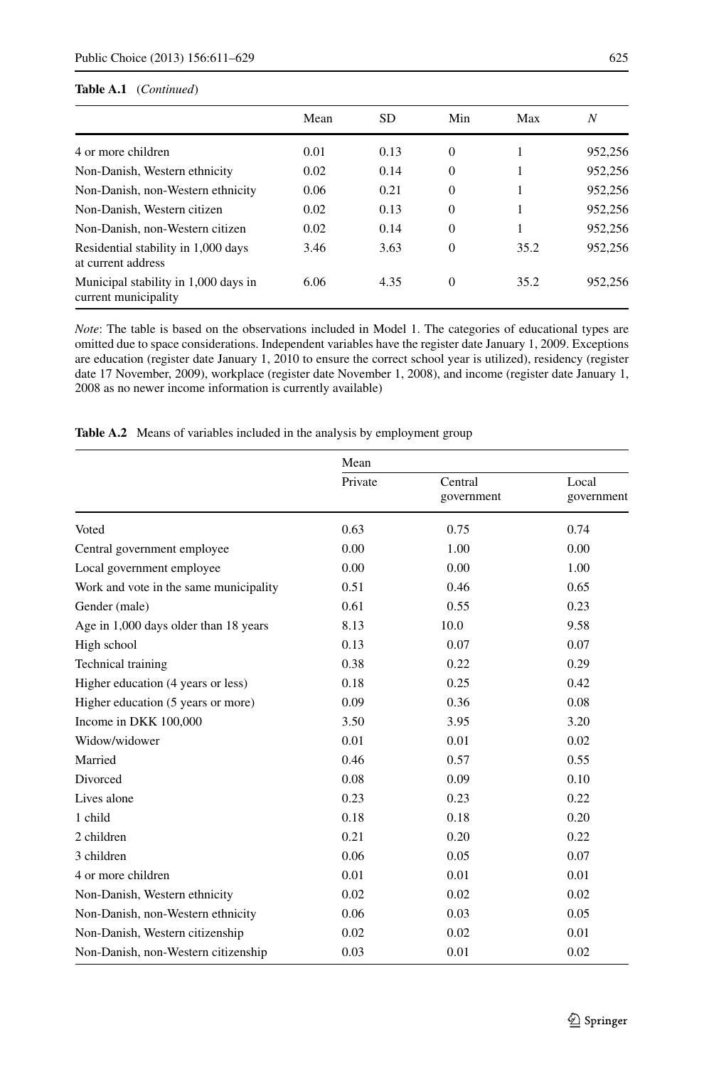**Table A.1** (*Continued*)

|  | Mean | SD | Min | Max | *N* |
|---|---|---|---|---|---|
| 4 or more children | 0.01 | 0.13 | 0 | 1 | 952,256 |
| Non-Danish, Western ethnicity | 0.02 | 0.14 | 0 | 1 | 952,256 |
| Non-Danish, non-Western ethnicity | 0.06 | 0.21 | 0 | 1 | 952,256 |
| Non-Danish, Western citizen | 0.02 | 0.13 | 0 | 1 | 952,256 |
| Non-Danish, non-Western citizen | 0.02 | 0.14 | 0 | 1 | 952,256 |
| Residential stability in 1,000 days at current address | 3.46 | 3.63 | 0 | 35.2 | 952,256 |
| Municipal stability in 1,000 days in current municipality | 6.06 | 4.35 | 0 | 35.2 | 952,256 |

*Note*: The table is based on the observations included in Model 1. The categories of educational types are omitted due to space considerations. Independent variables have the register date January 1, 2009. Exceptions are education (register date January 1, 2010 to ensure the correct school year is utilized), residency (register date 17 November, 2009), workplace (register date November 1, 2008), and income (register date January 1, 2008 as no newer income information is currently available)

**Table A.2** Means of variables included in the analysis by employment group

|  | Mean | | |
|---|---|---|---|
|  | Private | Central government | Local government |
| Voted | 0.63 | 0.75 | 0.74 |
| Central government employee | 0.00 | 1.00 | 0.00 |
| Local government employee | 0.00 | 0.00 | 1.00 |
| Work and vote in the same municipality | 0.51 | 0.46 | 0.65 |
| Gender (male) | 0.61 | 0.55 | 0.23 |
| Age in 1,000 days older than 18 years | 8.13 | 10.0 | 9.58 |
| High school | 0.13 | 0.07 | 0.07 |
| Technical training | 0.38 | 0.22 | 0.29 |
| Higher education (4 years or less) | 0.18 | 0.25 | 0.42 |
| Higher education (5 years or more) | 0.09 | 0.36 | 0.08 |
| Income in DKK 100,000 | 3.50 | 3.95 | 3.20 |
| Widow/widower | 0.01 | 0.01 | 0.02 |
| Married | 0.46 | 0.57 | 0.55 |
| Divorced | 0.08 | 0.09 | 0.10 |
| Lives alone | 0.23 | 0.23 | 0.22 |
| 1 child | 0.18 | 0.18 | 0.20 |
| 2 children | 0.21 | 0.20 | 0.22 |
| 3 children | 0.06 | 0.05 | 0.07 |
| 4 or more children | 0.01 | 0.01 | 0.01 |
| Non-Danish, Western ethnicity | 0.02 | 0.02 | 0.02 |
| Non-Danish, non-Western ethnicity | 0.06 | 0.03 | 0.05 |
| Non-Danish, Western citizenship | 0.02 | 0.02 | 0.01 |
| Non-Danish, non-Western citizenship | 0.03 | 0.01 | 0.02 |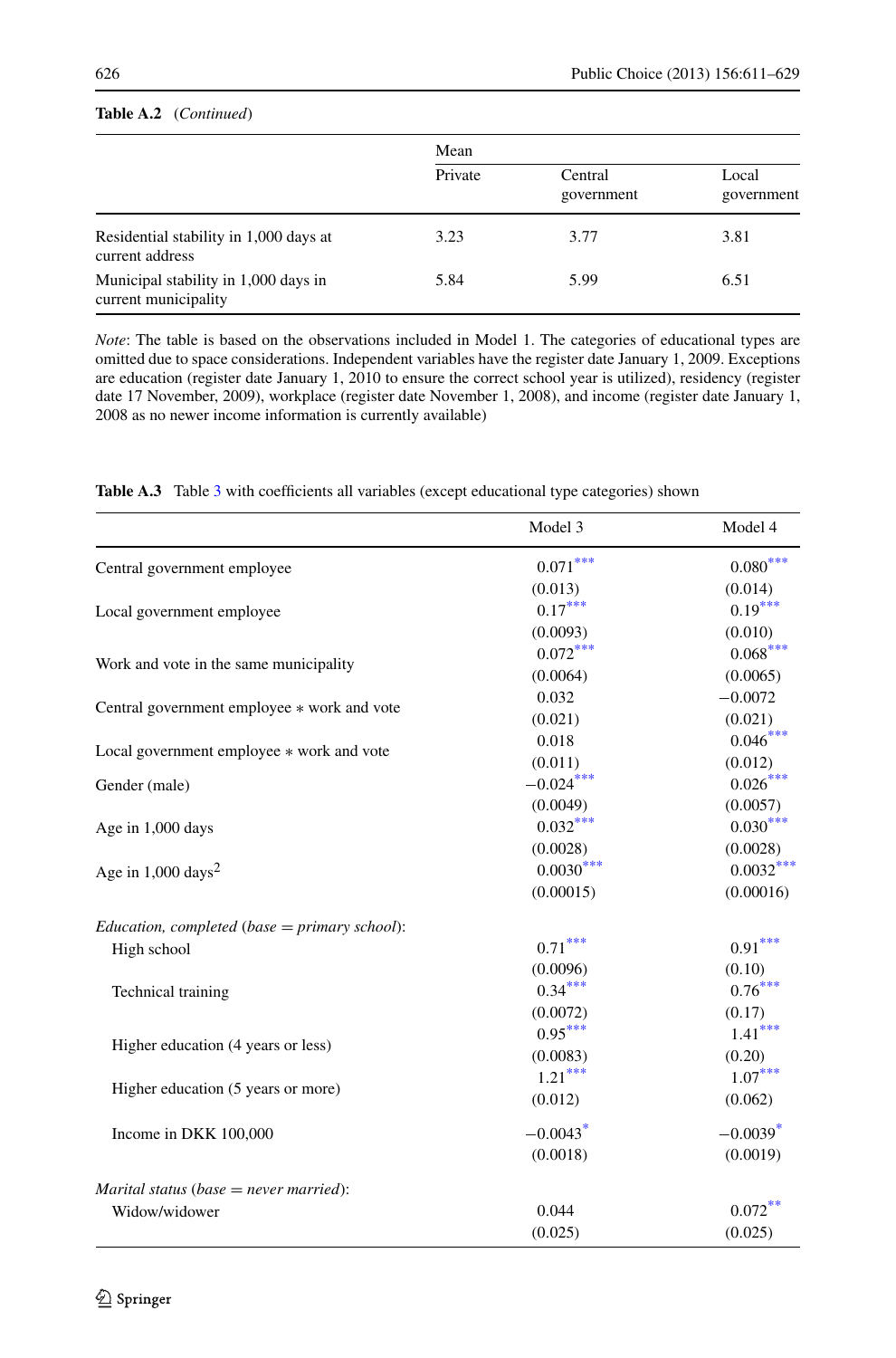**Table A.2** (*Continued*)

| | Mean | | |
|---|---|---|---|
| | Private | Central government | Local government |
| Residential stability in 1,000 days at current address | 3.23 | 3.77 | 3.81 |
| Municipal stability in 1,000 days in current municipality | 5.84 | 5.99 | 6.51 |

*Note*: The table is based on the observations included in Model 1. The categories of educational types are omitted due to space considerations. Independent variables have the register date January 1, 2009. Exceptions are education (register date January 1, 2010 to ensure the correct school year is utilized), residency (register date 17 November, 2009), workplace (register date November 1, 2008), and income (register date January 1, 2008 as no newer income information is currently available)

**Table A.3** Table 3 with coefficients all variables (except educational type categories) shown

| | Model 3 | Model 4 |
|---|---|---|
| Central government employee | 0.071*** | 0.080*** |
| | (0.013) | (0.014) |
| Local government employee | 0.17*** | 0.19*** |
| | (0.0093) | (0.010) |
| Work and vote in the same municipality | 0.072*** | 0.068*** |
| | (0.0064) | (0.0065) |
| Central government employee * work and vote | 0.032 | −0.0072 |
| | (0.021) | (0.021) |
| Local government employee * work and vote | 0.018 | 0.046*** |
| | (0.011) | (0.012) |
| Gender (male) | −0.024*** | 0.026*** |
| | (0.0049) | (0.0057) |
| Age in 1,000 days | 0.032*** | 0.030*** |
| | (0.0028) | (0.0028) |
| Age in 1,000 days$^2$ | 0.0030*** | 0.0032*** |
| | (0.00015) | (0.00016) |
| *Education, completed* (*base = primary school*): | | |
| High school | 0.71*** | 0.91*** |
| | (0.0096) | (0.10) |
| Technical training | 0.34*** | 0.76*** |
| | (0.0072) | (0.17) |
| Higher education (4 years or less) | 0.95*** | 1.41*** |
| | (0.0083) | (0.20) |
| Higher education (5 years or more) | 1.21*** | 1.07*** |
| | (0.012) | (0.062) |
| Income in DKK 100,000 | −0.0043* | −0.0039* |
| | (0.0018) | (0.0019) |
| *Marital status* (*base = never married*): | | |
| Widow/widower | 0.044 | 0.072** |
| | (0.025) | (0.025) |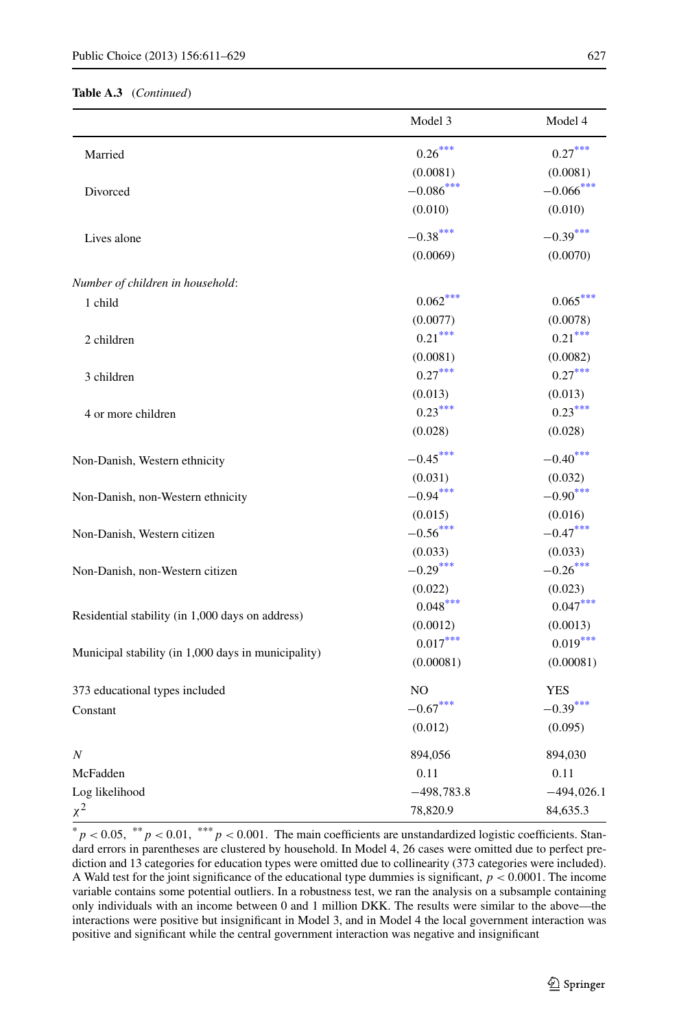**Table A.3** (*Continued*)

| | Model 3 | Model 4 |
|---|---|---|
| Married | 0.26*** | 0.27*** |
| | (0.0081) | (0.0081) |
| Divorced | −0.086*** | −0.066*** |
| | (0.010) | (0.010) |
| Lives alone | −0.38*** | −0.39*** |
| | (0.0069) | (0.0070) |
| *Number of children in household*: | | |
| 1 child | 0.062*** | 0.065*** |
| | (0.0077) | (0.0078) |
| 2 children | 0.21*** | 0.21*** |
| | (0.0081) | (0.0082) |
| 3 children | 0.27*** | 0.27*** |
| | (0.013) | (0.013) |
| 4 or more children | 0.23*** | 0.23*** |
| | (0.028) | (0.028) |
| Non-Danish, Western ethnicity | −0.45*** | −0.40*** |
| | (0.031) | (0.032) |
| Non-Danish, non-Western ethnicity | −0.94*** | −0.90*** |
| | (0.015) | (0.016) |
| Non-Danish, Western citizen | −0.56*** | −0.47*** |
| | (0.033) | (0.033) |
| Non-Danish, non-Western citizen | −0.29*** | −0.26*** |
| | (0.022) | (0.023) |
| Residential stability (in 1,000 days on address) | 0.048*** | 0.047*** |
| | (0.0012) | (0.0013) |
| Municipal stability (in 1,000 days in municipality) | 0.017*** | 0.019*** |
| | (0.00081) | (0.00081) |
| 373 educational types included | NO | YES |
| Constant | −0.67*** | −0.39*** |
| | (0.012) | (0.095) |
| $N$ | 894,056 | 894,030 |
| McFadden | 0.11 | 0.11 |
| Log likelihood | −498,783.8 | −494,026.1 |
| $\chi^2$ | 78,820.9 | 84,635.3 |

* $p < 0.05$, ** $p < 0.01$, *** $p < 0.001$. The main coefficients are unstandardized logistic coefficients. Standard errors in parentheses are clustered by household. In Model 4, 26 cases were omitted due to perfect prediction and 13 categories for education types were omitted due to collinearity (373 categories were included). A Wald test for the joint significance of the educational type dummies is significant, $p < 0.0001$. The income variable contains some potential outliers. In a robustness test, we ran the analysis on a subsample containing only individuals with an income between 0 and 1 million DKK. The results were similar to the above—the interactions were positive but insignificant in Model 3, and in Model 4 the local government interaction was positive and significant while the central government interaction was negative and insignificant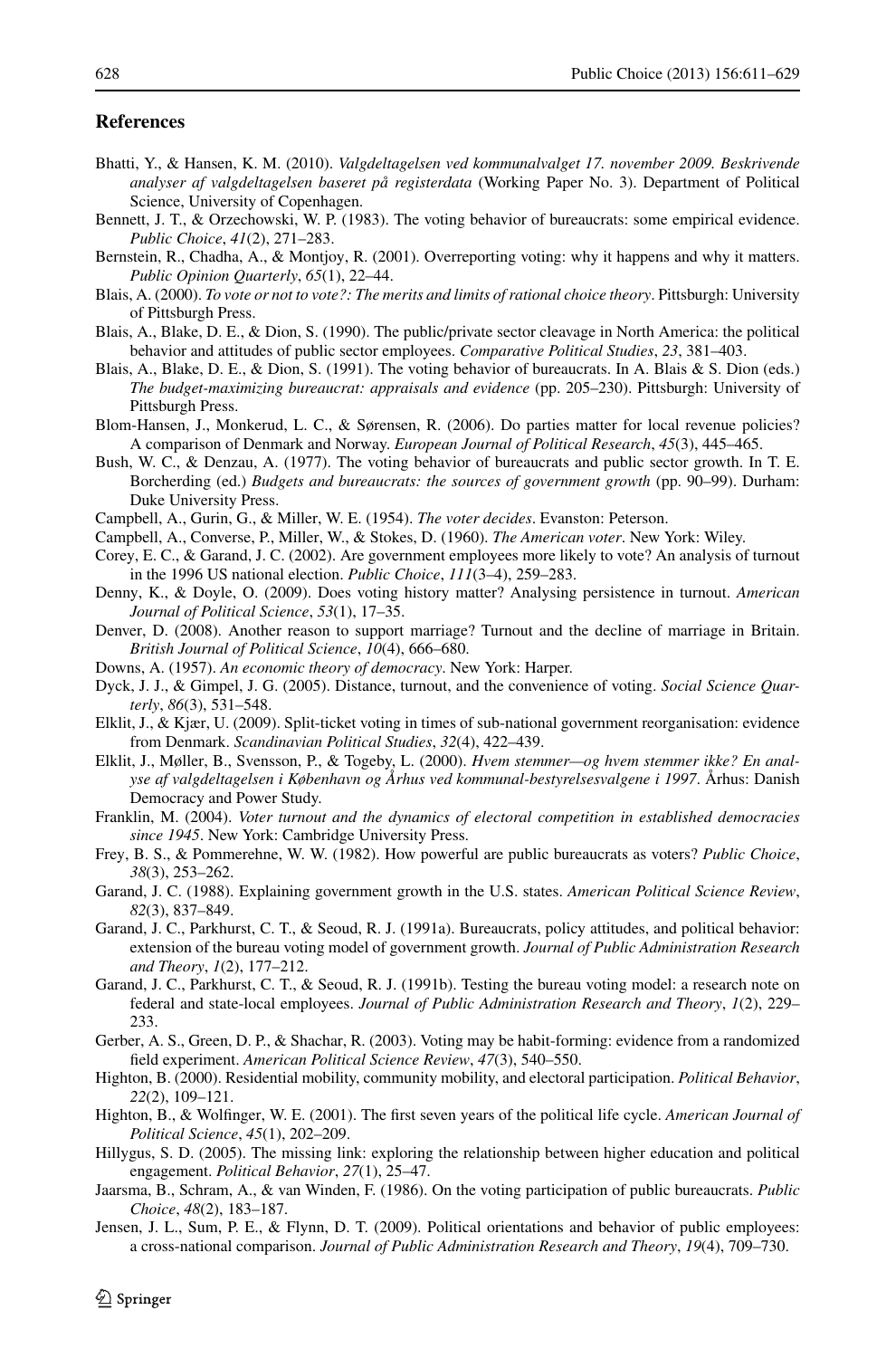## References

Bhatti, Y., & Hansen, K. M. (2010). *Valgdeltagelsen ved kommunalvalget 17. november 2009. Beskrivende analyser af valgdeltagelsen baseret på registerdata* (Working Paper No. 3). Department of Political Science, University of Copenhagen.

Bennett, J. T., & Orzechowski, W. P. (1983). The voting behavior of bureaucrats: some empirical evidence. *Public Choice*, *41*(2), 271–283.

Bernstein, R., Chadha, A., & Montjoy, R. (2001). Overreporting voting: why it happens and why it matters. *Public Opinion Quarterly*, *65*(1), 22–44.

Blais, A. (2000). *To vote or not to vote?: The merits and limits of rational choice theory*. Pittsburgh: University of Pittsburgh Press.

Blais, A., Blake, D. E., & Dion, S. (1990). The public/private sector cleavage in North America: the political behavior and attitudes of public sector employees. *Comparative Political Studies*, *23*, 381–403.

Blais, A., Blake, D. E., & Dion, S. (1991). The voting behavior of bureaucrats. In A. Blais & S. Dion (eds.) *The budget-maximizing bureaucrat: appraisals and evidence* (pp. 205–230). Pittsburgh: University of Pittsburgh Press.

Blom-Hansen, J., Monkerud, L. C., & Sørensen, R. (2006). Do parties matter for local revenue policies? A comparison of Denmark and Norway. *European Journal of Political Research*, *45*(3), 445–465.

Bush, W. C., & Denzau, A. (1977). The voting behavior of bureaucrats and public sector growth. In T. E. Borcherding (ed.) *Budgets and bureaucrats: the sources of government growth* (pp. 90–99). Durham: Duke University Press.

Campbell, A., Gurin, G., & Miller, W. E. (1954). *The voter decides*. Evanston: Peterson.

Campbell, A., Converse, P., Miller, W., & Stokes, D. (1960). *The American voter*. New York: Wiley.

Corey, E. C., & Garand, J. C. (2002). Are government employees more likely to vote? An analysis of turnout in the 1996 US national election. *Public Choice*, *111*(3–4), 259–283.

Denny, K., & Doyle, O. (2009). Does voting history matter? Analysing persistence in turnout. *American Journal of Political Science*, *53*(1), 17–35.

Denver, D. (2008). Another reason to support marriage? Turnout and the decline of marriage in Britain. *British Journal of Political Science*, *10*(4), 666–680.

Downs, A. (1957). *An economic theory of democracy*. New York: Harper.

Dyck, J. J., & Gimpel, J. G. (2005). Distance, turnout, and the convenience of voting. *Social Science Quarterly*, *86*(3), 531–548.

Elklit, J., & Kjær, U. (2009). Split-ticket voting in times of sub-national government reorganisation: evidence from Denmark. *Scandinavian Political Studies*, *32*(4), 422–439.

Elklit, J., Møller, B., Svensson, P., & Togeby, L. (2000). *Hvem stemmer—og hvem stemmer ikke? En analyse af valgdeltagelsen i København og Århus ved kommunal-bestyrelsesvalgene i 1997*. Århus: Danish Democracy and Power Study.

Franklin, M. (2004). *Voter turnout and the dynamics of electoral competition in established democracies since 1945*. New York: Cambridge University Press.

Frey, B. S., & Pommerehne, W. W. (1982). How powerful are public bureaucrats as voters? *Public Choice*, *38*(3), 253–262.

Garand, J. C. (1988). Explaining government growth in the U.S. states. *American Political Science Review*, *82*(3), 837–849.

Garand, J. C., Parkhurst, C. T., & Seoud, R. J. (1991a). Bureaucrats, policy attitudes, and political behavior: extension of the bureau voting model of government growth. *Journal of Public Administration Research and Theory*, *1*(2), 177–212.

Garand, J. C., Parkhurst, C. T., & Seoud, R. J. (1991b). Testing the bureau voting model: a research note on federal and state-local employees. *Journal of Public Administration Research and Theory*, *1*(2), 229–233.

Gerber, A. S., Green, D. P., & Shachar, R. (2003). Voting may be habit-forming: evidence from a randomized field experiment. *American Political Science Review*, *47*(3), 540–550.

Highton, B. (2000). Residential mobility, community mobility, and electoral participation. *Political Behavior*, *22*(2), 109–121.

Highton, B., & Wolfinger, W. E. (2001). The first seven years of the political life cycle. *American Journal of Political Science*, *45*(1), 202–209.

Hillygus, S. D. (2005). The missing link: exploring the relationship between higher education and political engagement. *Political Behavior*, *27*(1), 25–47.

Jaarsma, B., Schram, A., & van Winden, F. (1986). On the voting participation of public bureaucrats. *Public Choice*, *48*(2), 183–187.

Jensen, J. L., Sum, P. E., & Flynn, D. T. (2009). Political orientations and behavior of public employees: a cross-national comparison. *Journal of Public Administration Research and Theory*, *19*(4), 709–730.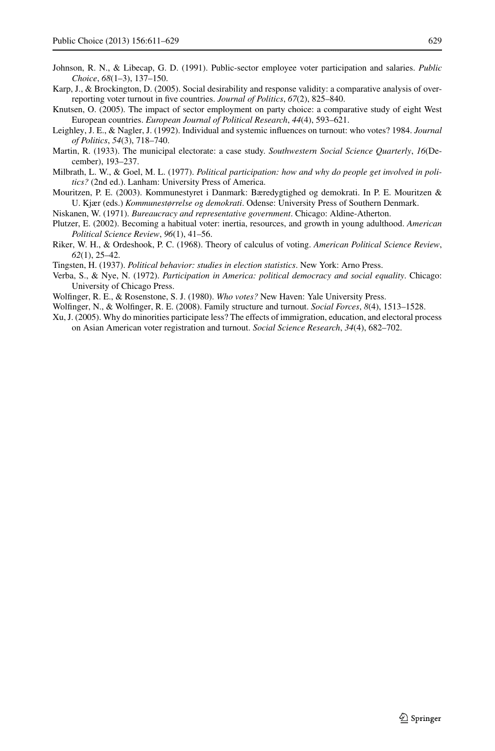Johnson, R. N., & Libecap, G. D. (1991). Public-sector employee voter participation and salaries. *Public Choice*, *68*(1–3), 137–150.

Karp, J., & Brockington, D. (2005). Social desirability and response validity: a comparative analysis of overreporting voter turnout in five countries. *Journal of Politics*, *67*(2), 825–840.

Knutsen, O. (2005). The impact of sector employment on party choice: a comparative study of eight West European countries. *European Journal of Political Research*, *44*(4), 593–621.

Leighley, J. E., & Nagler, J. (1992). Individual and systemic influences on turnout: who votes? 1984. *Journal of Politics*, *54*(3), 718–740.

Martin, R. (1933). The municipal electorate: a case study. *Southwestern Social Science Quarterly*, *16*(December), 193–237.

Milbrath, L. W., & Goel, M. L. (1977). *Political participation: how and why do people get involved in politics?* (2nd ed.). Lanham: University Press of America.

Mouritzen, P. E. (2003). Kommunestyret i Danmark: Bæredygtighed og demokrati. In P. E. Mouritzen & U. Kjær (eds.) *Kommunestørrelse og demokrati*. Odense: University Press of Southern Denmark.

Niskanen, W. (1971). *Bureaucracy and representative government*. Chicago: Aldine-Atherton.

Plutzer, E. (2002). Becoming a habitual voter: inertia, resources, and growth in young adulthood. *American Political Science Review*, *96*(1), 41–56.

Riker, W. H., & Ordeshook, P. C. (1968). Theory of calculus of voting. *American Political Science Review*, *62*(1), 25–42.

Tingsten, H. (1937). *Political behavior: studies in election statistics*. New York: Arno Press.

Verba, S., & Nye, N. (1972). *Participation in America: political democracy and social equality*. Chicago: University of Chicago Press.

Wolfinger, R. E., & Rosenstone, S. J. (1980). *Who votes?* New Haven: Yale University Press.

Wolfinger, N., & Wolfinger, R. E. (2008). Family structure and turnout. *Social Forces*, *8*(4), 1513–1528.

Xu, J. (2005). Why do minorities participate less? The effects of immigration, education, and electoral process on Asian American voter registration and turnout. *Social Science Research*, *34*(4), 682–702.